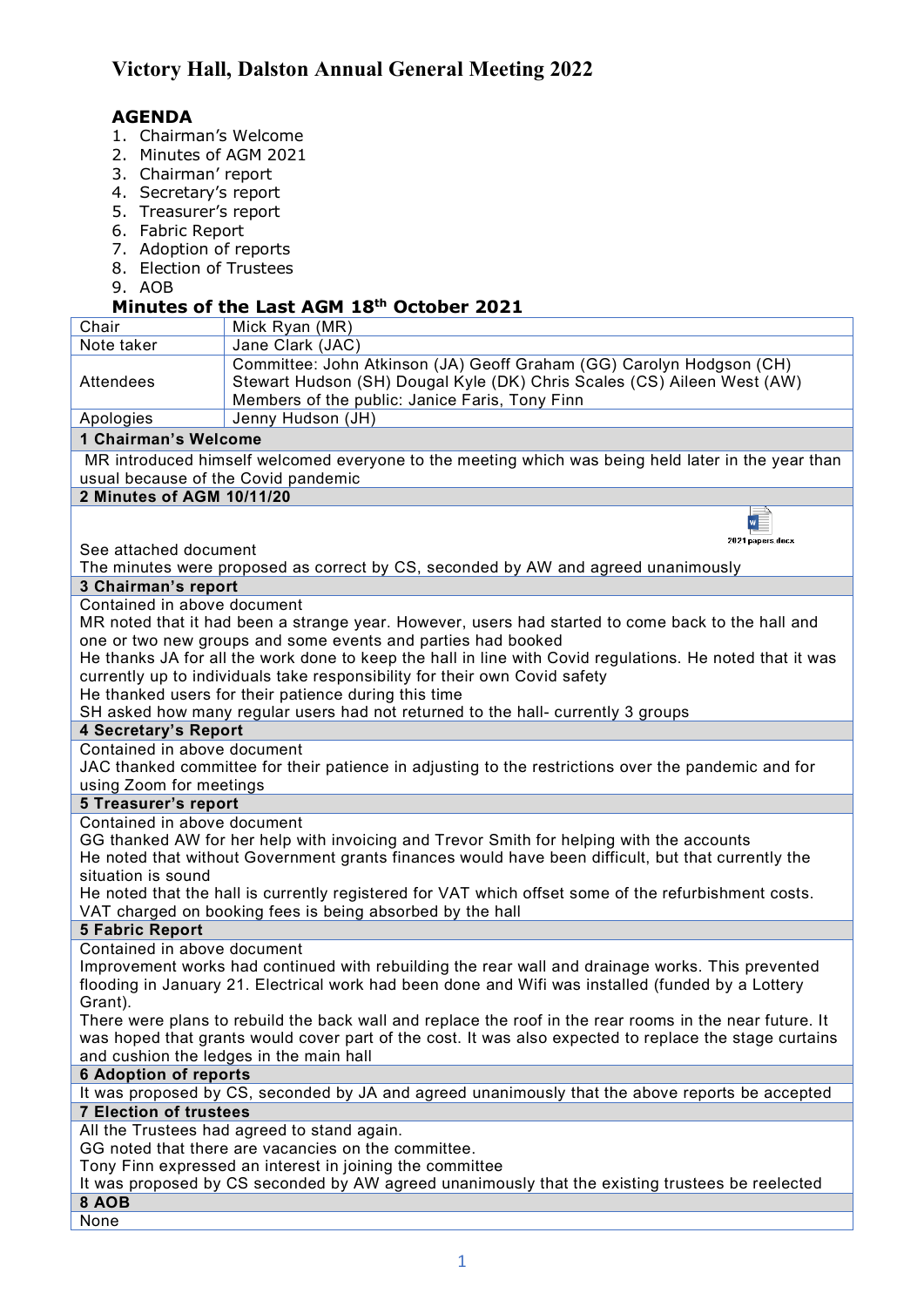# Victory Hall, Dalston Annual General Meeting 2022

## AGENDA

1. Chairman's Welcome
2. Minutes of AGM 2021
3. Chairman' report
4. Secretary's report
5. Treasurer's report
6. Fabric Report
7. Adoption of reports
8. Election of Trustees
9. AOB

## Minutes of the Last AGM 18th October 2021

| | |
|---|---|
| Chair | Mick Ryan (MR) |
| Note taker | Jane Clark (JAC) |
| Attendees | Committee: John Atkinson (JA) Geoff Graham (GG) Carolyn Hodgson (CH) Stewart Hudson (SH) Dougal Kyle (DK) Chris Scales (CS) Aileen West (AW) Members of the public: Janice Faris, Tony Finn |
| Apologies | Jenny Hudson (JH) |

**1 Chairman's Welcome**

MR introduced himself welcomed everyone to the meeting which was being held later in the year than usual because of the Covid pandemic

**2 Minutes of AGM 10/11/20**

2021 papers.docx

See attached document

The minutes were proposed as correct by CS, seconded by AW and agreed unanimously

**3 Chairman's report**

Contained in above document

MR noted that it had been a strange year. However, users had started to come back to the hall and one or two new groups and some events and parties had booked

He thanks JA for all the work done to keep the hall in line with Covid regulations. He noted that it was currently up to individuals take responsibility for their own Covid safety

He thanked users for their patience during this time

SH asked how many regular users had not returned to the hall- currently 3 groups

**4 Secretary's Report**

Contained in above document

JAC thanked committee for their patience in adjusting to the restrictions over the pandemic and for using Zoom for meetings

**5 Treasurer's report**

Contained in above document

GG thanked AW for her help with invoicing and Trevor Smith for helping with the accounts

He noted that without Government grants finances would have been difficult, but that currently the situation is sound

He noted that the hall is currently registered for VAT which offset some of the refurbishment costs. VAT charged on booking fees is being absorbed by the hall

**5 Fabric Report**

Contained in above document

Improvement works had continued with rebuilding the rear wall and drainage works. This prevented flooding in January 21. Electrical work had been done and Wifi was installed (funded by a Lottery Grant).

There were plans to rebuild the back wall and replace the roof in the rear rooms in the near future. It was hoped that grants would cover part of the cost. It was also expected to replace the stage curtains and cushion the ledges in the main hall

**6 Adoption of reports**

It was proposed by CS, seconded by JA and agreed unanimously that the above reports be accepted

**7 Election of trustees**

All the Trustees had agreed to stand again.

GG noted that there are vacancies on the committee.

Tony Finn expressed an interest in joining the committee

It was proposed by CS seconded by AW agreed unanimously that the existing trustees be reelected

**8 AOB**

None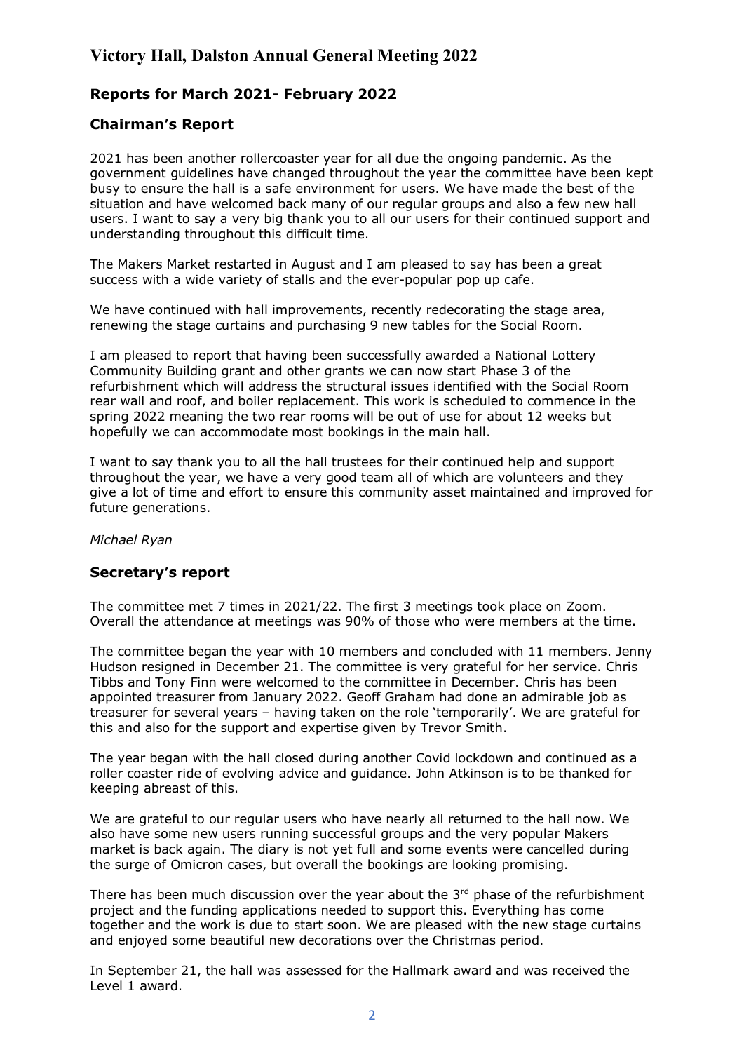# Victory Hall, Dalston Annual General Meeting 2022

## Reports for March 2021- February 2022

### Chairman's Report

2021 has been another rollercoaster year for all due the ongoing pandemic. As the government guidelines have changed throughout the year the committee have been kept busy to ensure the hall is a safe environment for users. We have made the best of the situation and have welcomed back many of our regular groups and also a few new hall users. I want to say a very big thank you to all our users for their continued support and understanding throughout this difficult time.

The Makers Market restarted in August and I am pleased to say has been a great success with a wide variety of stalls and the ever-popular pop up cafe.

We have continued with hall improvements, recently redecorating the stage area, renewing the stage curtains and purchasing 9 new tables for the Social Room.

I am pleased to report that having been successfully awarded a National Lottery Community Building grant and other grants we can now start Phase 3 of the refurbishment which will address the structural issues identified with the Social Room rear wall and roof, and boiler replacement. This work is scheduled to commence in the spring 2022 meaning the two rear rooms will be out of use for about 12 weeks but hopefully we can accommodate most bookings in the main hall.

I want to say thank you to all the hall trustees for their continued help and support throughout the year, we have a very good team all of which are volunteers and they give a lot of time and effort to ensure this community asset maintained and improved for future generations.

*Michael Ryan*

### Secretary's report

The committee met 7 times in 2021/22. The first 3 meetings took place on Zoom. Overall the attendance at meetings was 90% of those who were members at the time.

The committee began the year with 10 members and concluded with 11 members. Jenny Hudson resigned in December 21. The committee is very grateful for her service. Chris Tibbs and Tony Finn were welcomed to the committee in December. Chris has been appointed treasurer from January 2022. Geoff Graham had done an admirable job as treasurer for several years – having taken on the role 'temporarily'. We are grateful for this and also for the support and expertise given by Trevor Smith.

The year began with the hall closed during another Covid lockdown and continued as a roller coaster ride of evolving advice and guidance. John Atkinson is to be thanked for keeping abreast of this.

We are grateful to our regular users who have nearly all returned to the hall now. We also have some new users running successful groups and the very popular Makers market is back again. The diary is not yet full and some events were cancelled during the surge of Omicron cases, but overall the bookings are looking promising.

There has been much discussion over the year about the 3rd phase of the refurbishment project and the funding applications needed to support this. Everything has come together and the work is due to start soon. We are pleased with the new stage curtains and enjoyed some beautiful new decorations over the Christmas period.

In September 21, the hall was assessed for the Hallmark award and was received the Level 1 award.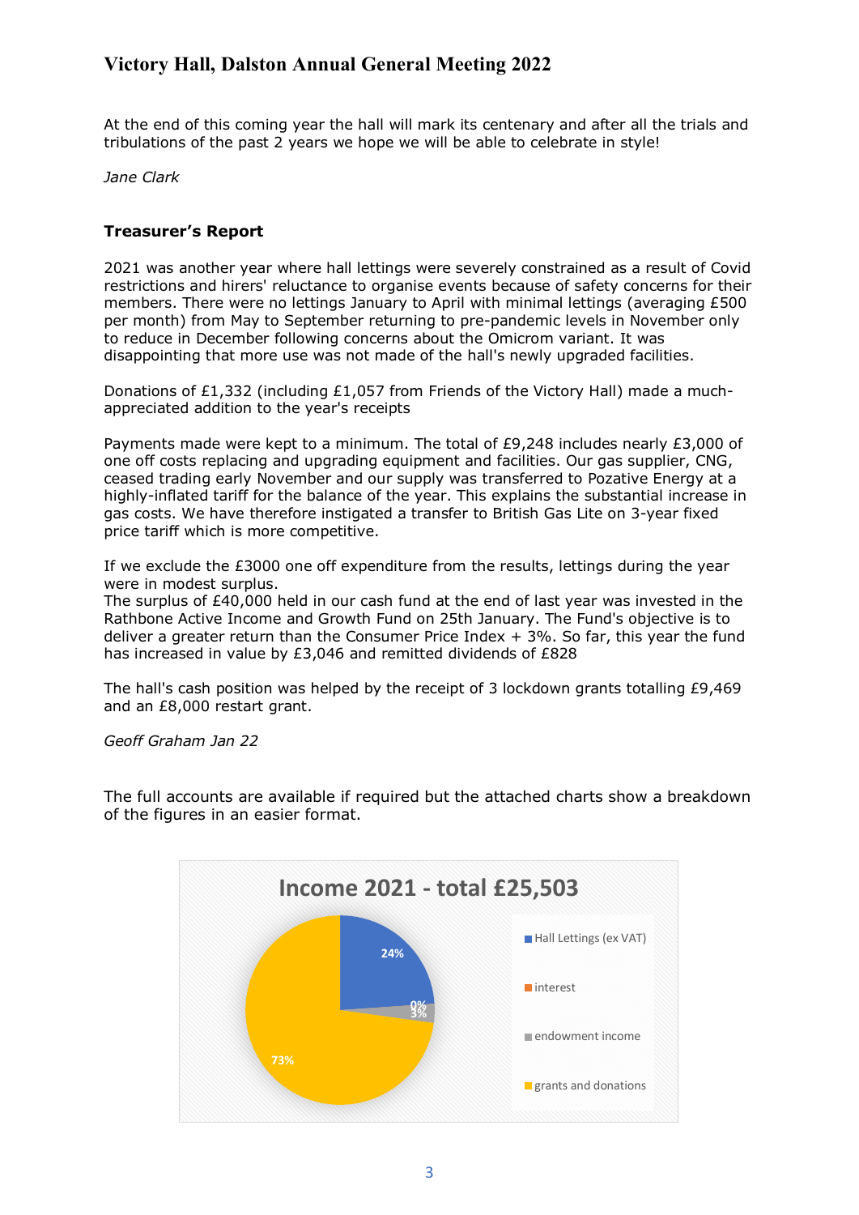At the end of this coming year the hall will mark its centenary and after all the trials and tribulations of the past 2 years we hope we will be able to celebrate in style!

*Jane Clark*

### Treasurer's Report

2021 was another year where hall lettings were severely constrained as a result of Covid restrictions and hirers' reluctance to organise events because of safety concerns for their members. There were no lettings January to April with minimal lettings (averaging £500 per month) from May to September returning to pre-pandemic levels in November only to reduce in December following concerns about the Omicrom variant. It was disappointing that more use was not made of the hall's newly upgraded facilities.

Donations of £1,332 (including £1,057 from Friends of the Victory Hall) made a much-appreciated addition to the year's receipts

Payments made were kept to a minimum. The total of £9,248 includes nearly £3,000 of one off costs replacing and upgrading equipment and facilities. Our gas supplier, CNG, ceased trading early November and our supply was transferred to Pozative Energy at a highly-inflated tariff for the balance of the year. This explains the substantial increase in gas costs. We have therefore instigated a transfer to British Gas Lite on 3-year fixed price tariff which is more competitive.

If we exclude the £3000 one off expenditure from the results, lettings during the year were in modest surplus.
The surplus of £40,000 held in our cash fund at the end of last year was invested in the Rathbone Active Income and Growth Fund on 25th January. The Fund's objective is to deliver a greater return than the Consumer Price Index + 3%. So far, this year the fund has increased in value by £3,046 and remitted dividends of £828

The hall's cash position was helped by the receipt of 3 lockdown grants totalling £9,469 and an £8,000 restart grant.

*Geoff Graham Jan 22*

The full accounts are available if required but the attached charts show a breakdown of the figures in an easier format.

**Income 2021 - total £25,503**

| Category | Share |
|---|---|
| Hall Lettings (ex VAT) | 24% |
| interest | 0% |
| endowment income | 3% |
| grants and donations | 73% |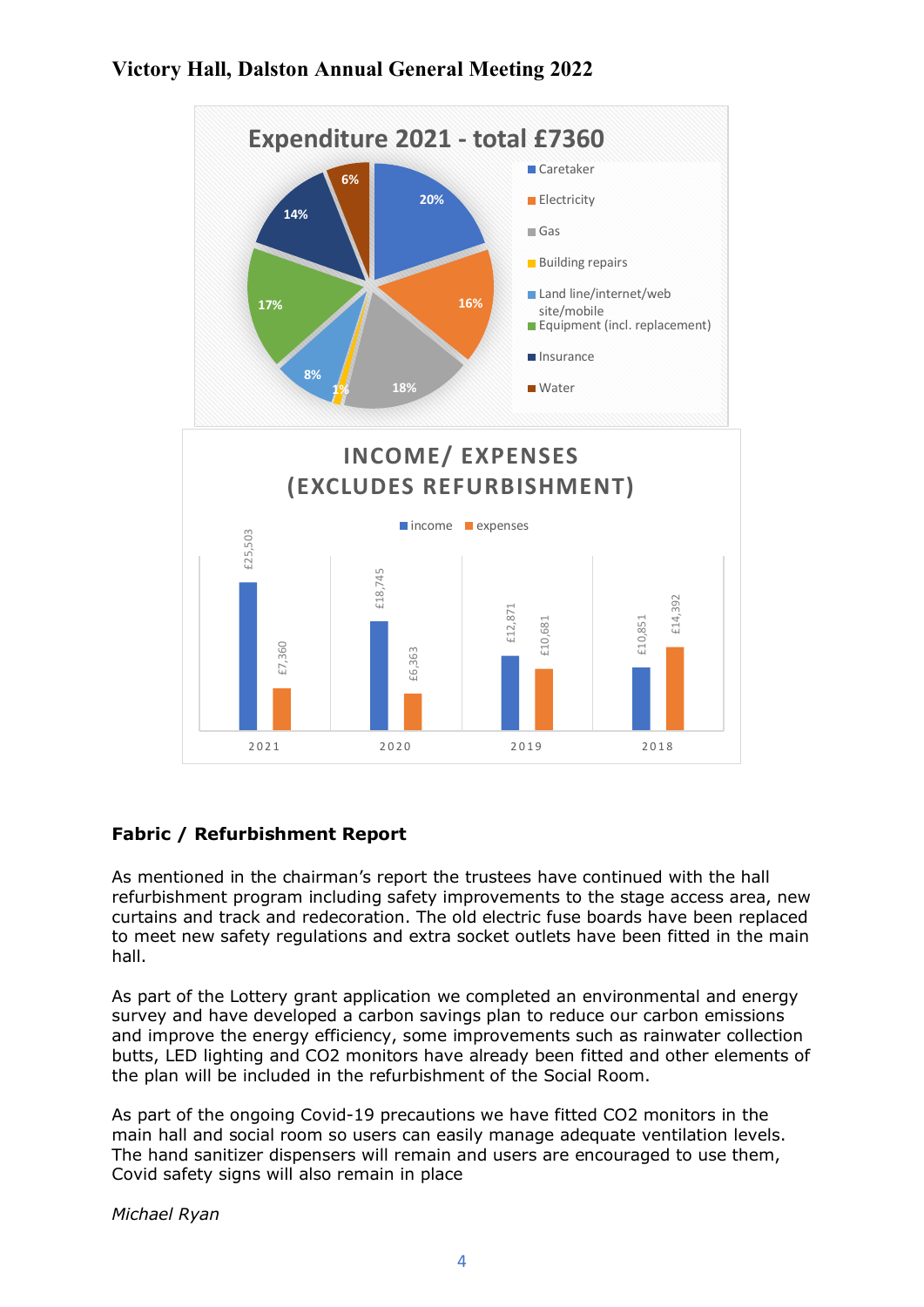# Victory Hall, Dalston Annual General Meeting 2022

Expenditure 2021 - total £7360

20%
16%
18%
1%
8%
17%
14%
6%

Caretaker
Electricity
Gas
Building repairs
Land line/internet/web site/mobile
Equipment (incl. replacement)
Insurance
Water

INCOME/ EXPENSES (EXCLUDES REFURBISHMENT)

income
expenses

£25,503
£7,360
£18,745
£6,363
£12,871
£10,681
£10,851
£14,392

2021
2020
2019
2018

**Fabric / Refurbishment Report**

As mentioned in the chairman's report the trustees have continued with the hall refurbishment program including safety improvements to the stage access area, new curtains and track and redecoration. The old electric fuse boards have been replaced to meet new safety regulations and extra socket outlets have been fitted in the main hall.

As part of the Lottery grant application we completed an environmental and energy survey and have developed a carbon savings plan to reduce our carbon emissions and improve the energy efficiency, some improvements such as rainwater collection butts, LED lighting and $CO_2$ monitors have already been fitted and other elements of the plan will be included in the refurbishment of the Social Room.

As part of the ongoing Covid-19 precautions we have fitted $CO_2$ monitors in the main hall and social room so users can easily manage adequate ventilation levels. The hand sanitizer dispensers will remain and users are encouraged to use them, Covid safety signs will also remain in place

*Michael Ryan*